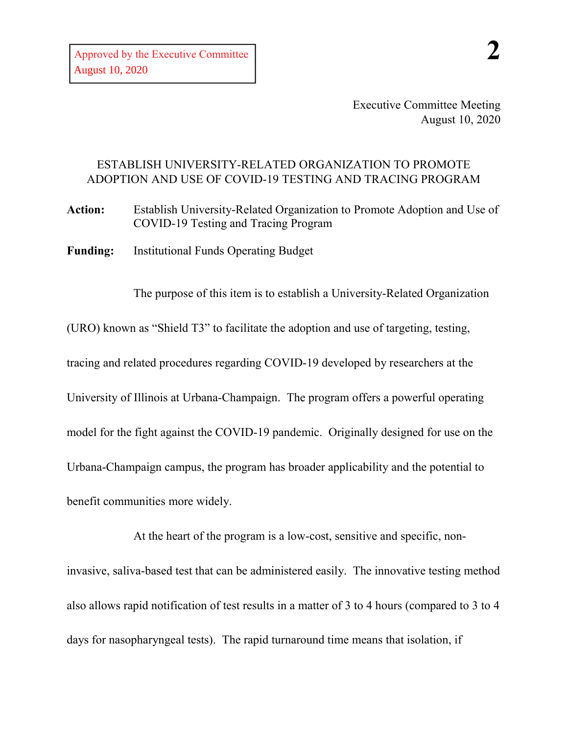Approved by the Executive Committee
August 10, 2020

Executive Committee Meeting
August 10, 2020

# ESTABLISH UNIVERSITY-RELATED ORGANIZATION TO PROMOTE ADOPTION AND USE OF COVID-19 TESTING AND TRACING PROGRAM

**Action:** Establish University-Related Organization to Promote Adoption and Use of COVID-19 Testing and Tracing Program

**Funding:** Institutional Funds Operating Budget

The purpose of this item is to establish a University-Related Organization (URO) known as "Shield T3" to facilitate the adoption and use of targeting, testing, tracing and related procedures regarding COVID-19 developed by researchers at the University of Illinois at Urbana-Champaign. The program offers a powerful operating model for the fight against the COVID-19 pandemic. Originally designed for use on the Urbana-Champaign campus, the program has broader applicability and the potential to benefit communities more widely.

At the heart of the program is a low-cost, sensitive and specific, non-invasive, saliva-based test that can be administered easily. The innovative testing method also allows rapid notification of test results in a matter of 3 to 4 hours (compared to 3 to 4 days for nasopharyngeal tests). The rapid turnaround time means that isolation, if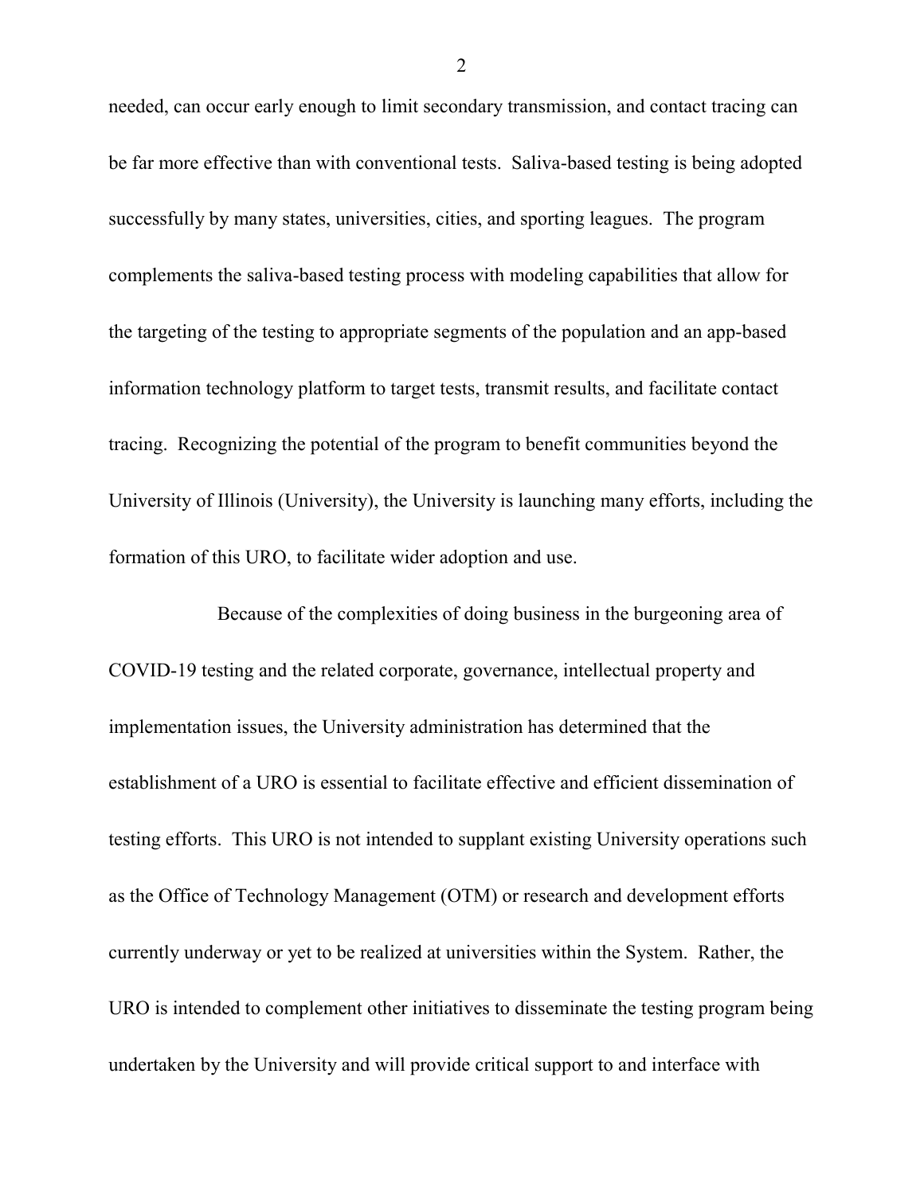needed, can occur early enough to limit secondary transmission, and contact tracing can be far more effective than with conventional tests. Saliva-based testing is being adopted successfully by many states, universities, cities, and sporting leagues. The program complements the saliva-based testing process with modeling capabilities that allow for the targeting of the testing to appropriate segments of the population and an app-based information technology platform to target tests, transmit results, and facilitate contact tracing. Recognizing the potential of the program to benefit communities beyond the University of Illinois (University), the University is launching many efforts, including the formation of this URO, to facilitate wider adoption and use.

Because of the complexities of doing business in the burgeoning area of COVID-19 testing and the related corporate, governance, intellectual property and implementation issues, the University administration has determined that the establishment of a URO is essential to facilitate effective and efficient dissemination of testing efforts. This URO is not intended to supplant existing University operations such as the Office of Technology Management (OTM) or research and development efforts currently underway or yet to be realized at universities within the System. Rather, the URO is intended to complement other initiatives to disseminate the testing program being undertaken by the University and will provide critical support to and interface with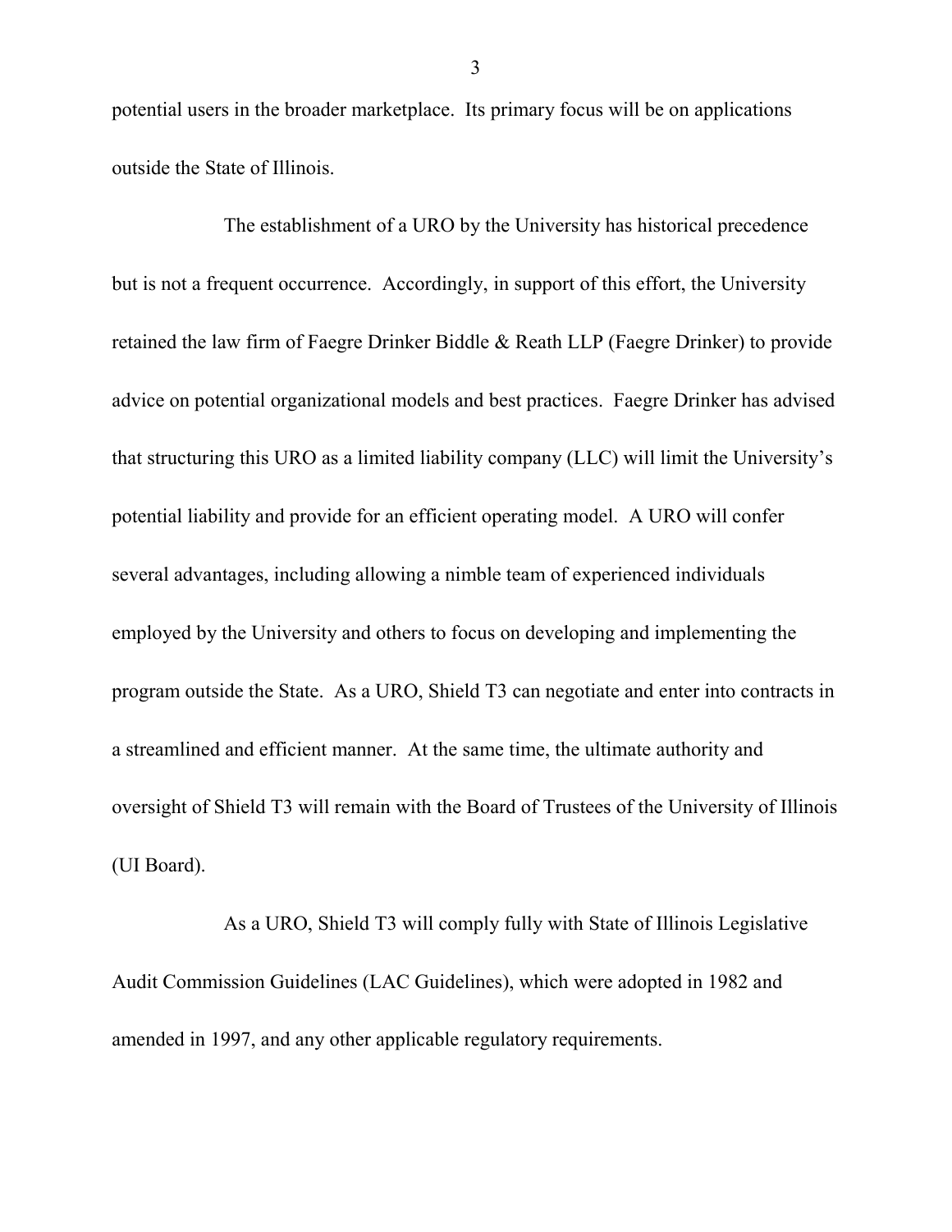potential users in the broader marketplace. Its primary focus will be on applications outside the State of Illinois.

The establishment of a URO by the University has historical precedence but is not a frequent occurrence. Accordingly, in support of this effort, the University retained the law firm of Faegre Drinker Biddle & Reath LLP (Faegre Drinker) to provide advice on potential organizational models and best practices. Faegre Drinker has advised that structuring this URO as a limited liability company (LLC) will limit the University's potential liability and provide for an efficient operating model. A URO will confer several advantages, including allowing a nimble team of experienced individuals employed by the University and others to focus on developing and implementing the program outside the State. As a URO, Shield T3 can negotiate and enter into contracts in a streamlined and efficient manner. At the same time, the ultimate authority and oversight of Shield T3 will remain with the Board of Trustees of the University of Illinois (UI Board).

As a URO, Shield T3 will comply fully with State of Illinois Legislative Audit Commission Guidelines (LAC Guidelines), which were adopted in 1982 and amended in 1997, and any other applicable regulatory requirements.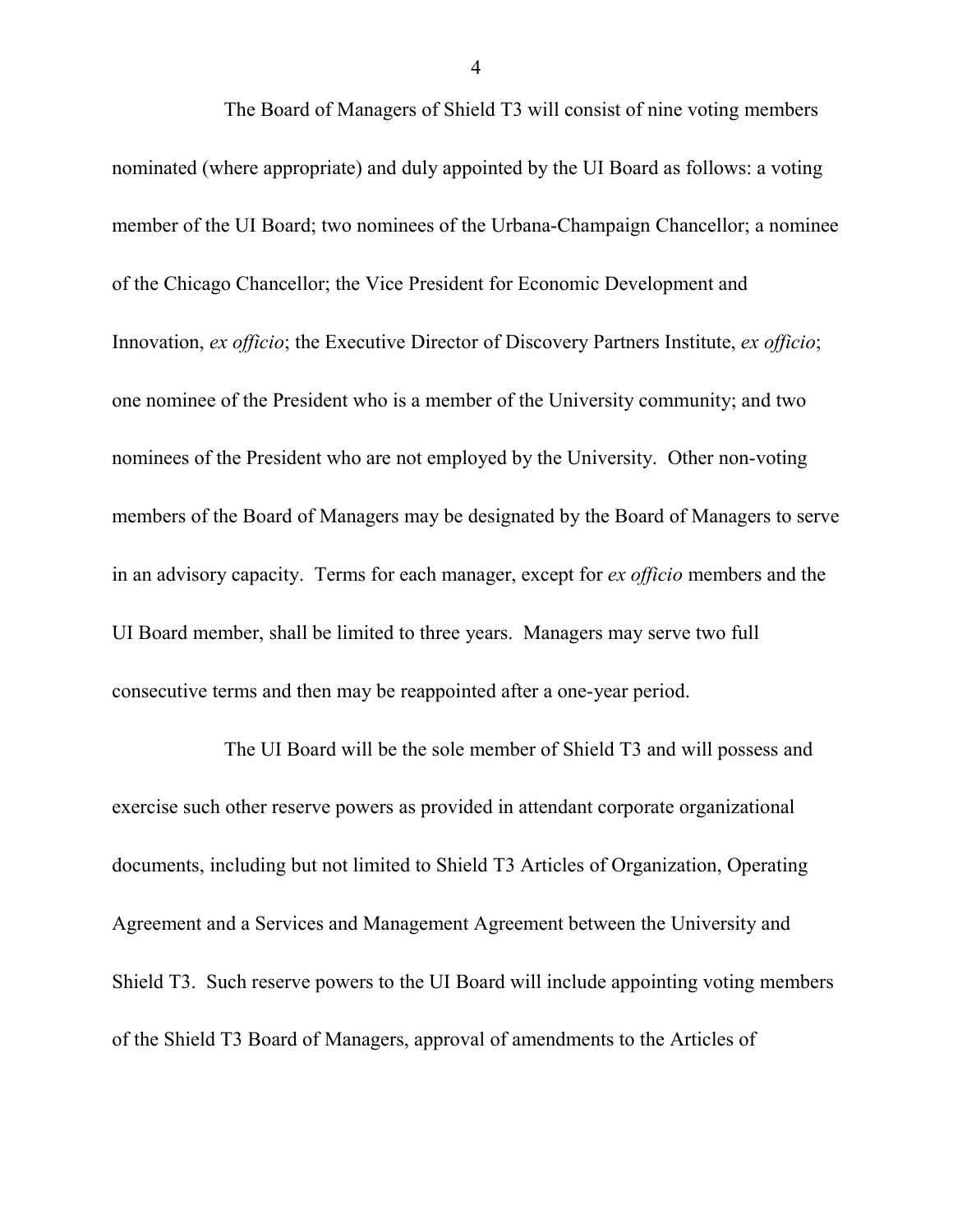The Board of Managers of Shield T3 will consist of nine voting members nominated (where appropriate) and duly appointed by the UI Board as follows: a voting member of the UI Board; two nominees of the Urbana-Champaign Chancellor; a nominee of the Chicago Chancellor; the Vice President for Economic Development and Innovation, *ex officio*; the Executive Director of Discovery Partners Institute, *ex officio*; one nominee of the President who is a member of the University community; and two nominees of the President who are not employed by the University. Other non-voting members of the Board of Managers may be designated by the Board of Managers to serve in an advisory capacity. Terms for each manager, except for *ex officio* members and the UI Board member, shall be limited to three years. Managers may serve two full consecutive terms and then may be reappointed after a one-year period.

The UI Board will be the sole member of Shield T3 and will possess and exercise such other reserve powers as provided in attendant corporate organizational documents, including but not limited to Shield T3 Articles of Organization, Operating Agreement and a Services and Management Agreement between the University and Shield T3. Such reserve powers to the UI Board will include appointing voting members of the Shield T3 Board of Managers, approval of amendments to the Articles of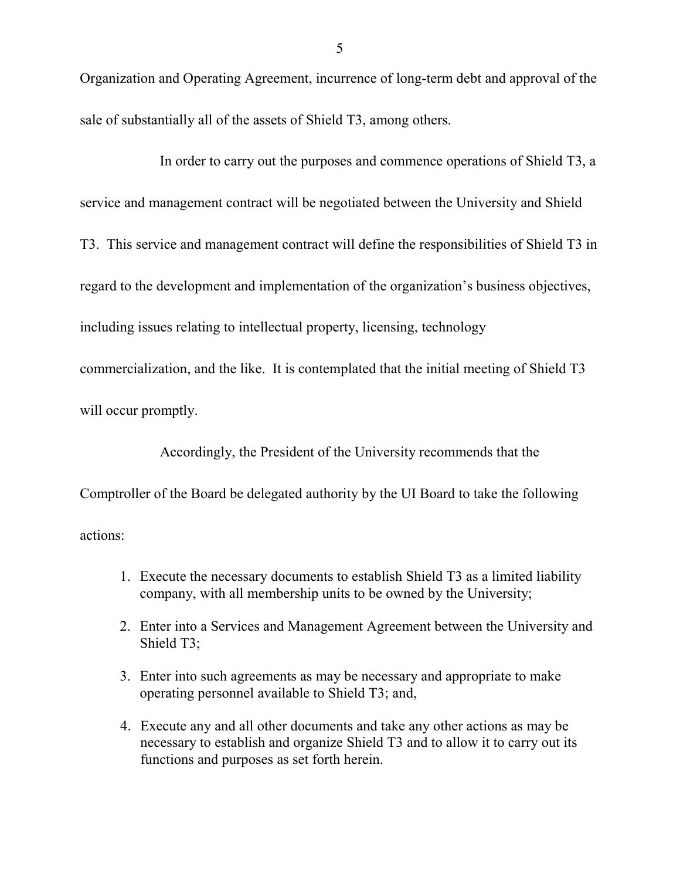Organization and Operating Agreement, incurrence of long-term debt and approval of the sale of substantially all of the assets of Shield T3, among others.

In order to carry out the purposes and commence operations of Shield T3, a service and management contract will be negotiated between the University and Shield T3. This service and management contract will define the responsibilities of Shield T3 in regard to the development and implementation of the organization's business objectives, including issues relating to intellectual property, licensing, technology commercialization, and the like. It is contemplated that the initial meeting of Shield T3 will occur promptly.

Accordingly, the President of the University recommends that the Comptroller of the Board be delegated authority by the UI Board to take the following actions:

1. Execute the necessary documents to establish Shield T3 as a limited liability company, with all membership units to be owned by the University;
2. Enter into a Services and Management Agreement between the University and Shield T3;
3. Enter into such agreements as may be necessary and appropriate to make operating personnel available to Shield T3; and,
4. Execute any and all other documents and take any other actions as may be necessary to establish and organize Shield T3 and to allow it to carry out its functions and purposes as set forth herein.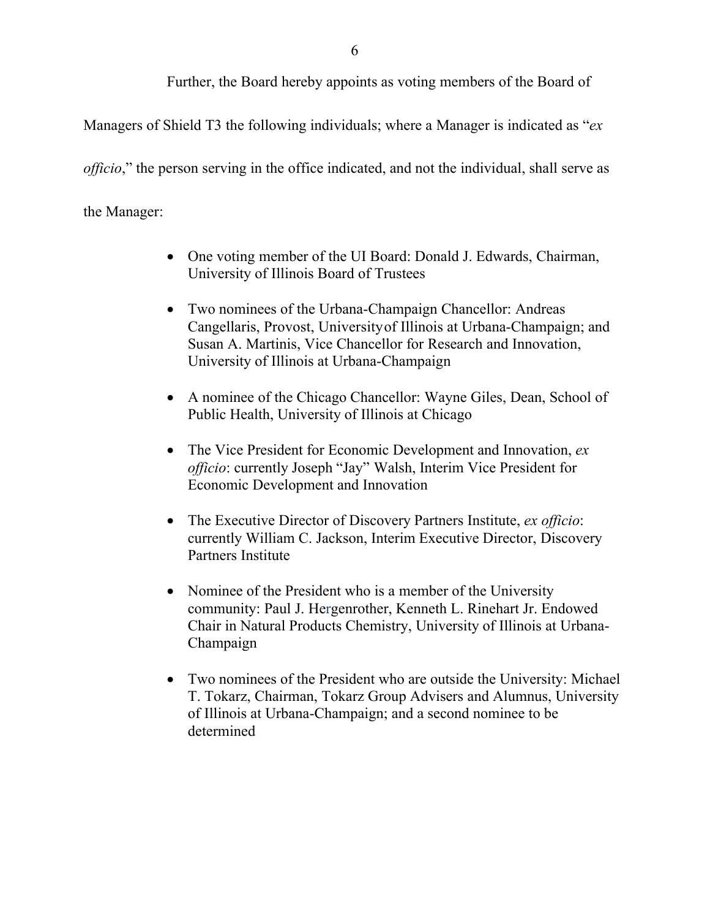Further, the Board hereby appoints as voting members of the Board of Managers of Shield T3 the following individuals; where a Manager is indicated as "*ex officio*," the person serving in the office indicated, and not the individual, shall serve as the Manager:

- One voting member of the UI Board: Donald J. Edwards, Chairman, University of Illinois Board of Trustees

- Two nominees of the Urbana-Champaign Chancellor: Andreas Cangellaris, Provost, University of Illinois at Urbana-Champaign; and Susan A. Martinis, Vice Chancellor for Research and Innovation, University of Illinois at Urbana-Champaign

- A nominee of the Chicago Chancellor: Wayne Giles, Dean, School of Public Health, University of Illinois at Chicago

- The Vice President for Economic Development and Innovation, *ex officio*: currently Joseph "Jay" Walsh, Interim Vice President for Economic Development and Innovation

- The Executive Director of Discovery Partners Institute, *ex officio*: currently William C. Jackson, Interim Executive Director, Discovery Partners Institute

- Nominee of the President who is a member of the University community: Paul J. Hergenrother, Kenneth L. Rinehart Jr. Endowed Chair in Natural Products Chemistry, University of Illinois at Urbana-Champaign

- Two nominees of the President who are outside the University: Michael T. Tokarz, Chairman, Tokarz Group Advisers and Alumnus, University of Illinois at Urbana-Champaign; and a second nominee to be determined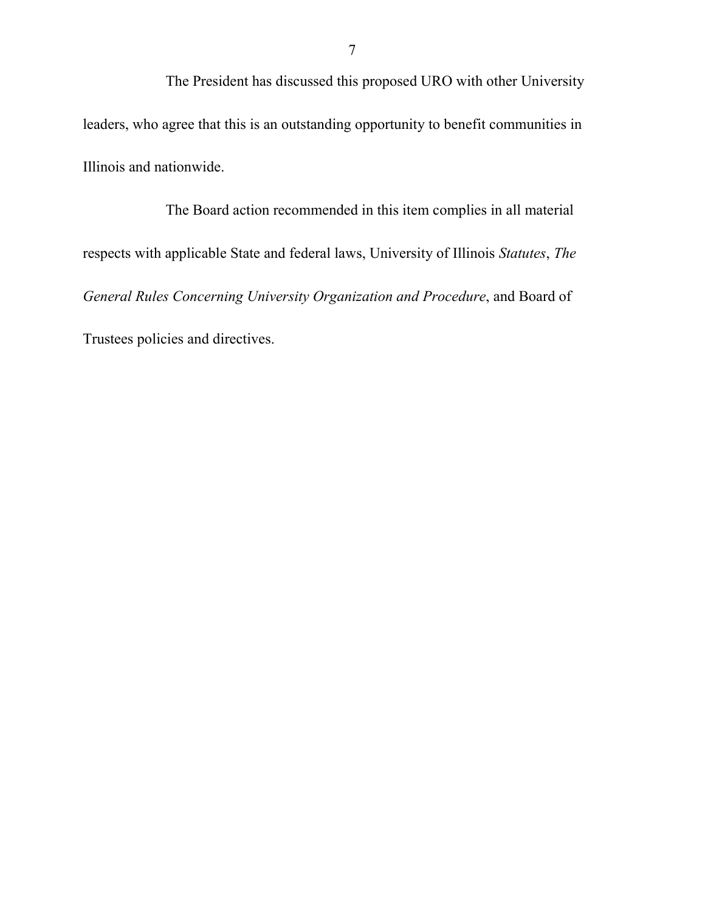The President has discussed this proposed URO with other University leaders, who agree that this is an outstanding opportunity to benefit communities in Illinois and nationwide.

The Board action recommended in this item complies in all material respects with applicable State and federal laws, University of Illinois *Statutes*, *The General Rules Concerning University Organization and Procedure*, and Board of Trustees policies and directives.